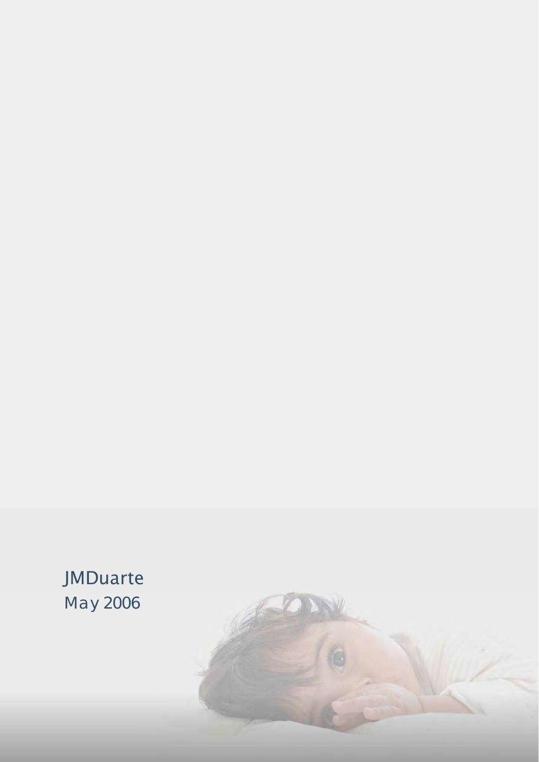JMDuarte
May 2006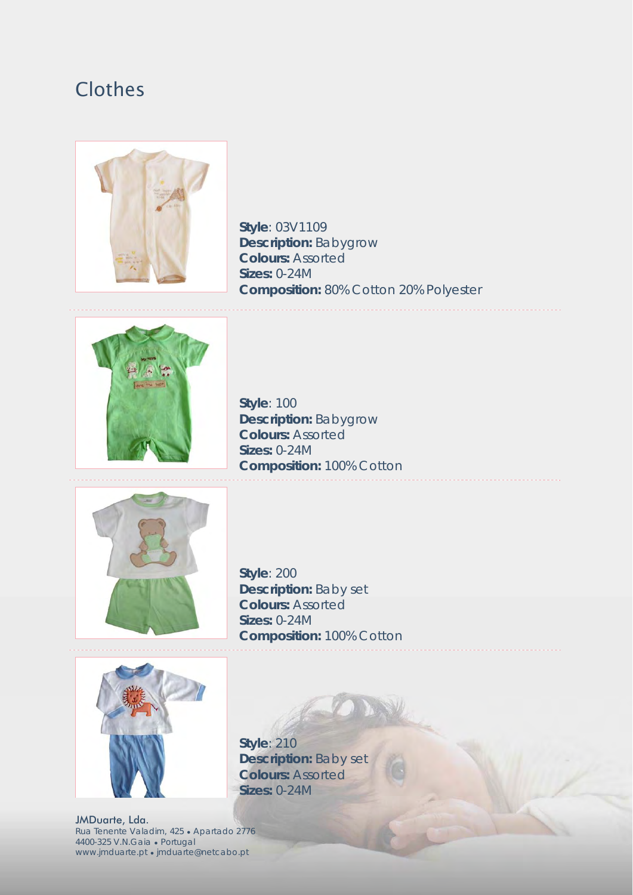# Clothes

**Style**: 03V1109
**Description:** Babygrow
**Colours:** Assorted
**Sizes:** 0-24M
**Composition:** 80% Cotton 20% Polyester

---

**Style**: 100
**Description:** Babygrow
**Colours:** Assorted
**Sizes:** 0-24M
**Composition:** 100% Cotton

---

**Style**: 200
**Description:** Baby set
**Colours:** Assorted
**Sizes:** 0-24M
**Composition:** 100% Cotton

---

**Style**: 210
**Description:** Baby set
**Colours:** Assorted
**Sizes:** 0-24M

JMDuarte, Lda.
Rua Tenente Valadim, 425 • Apartado 2776
4400-325 V.N.Gaia • Portugal
www.jmduarte.pt • jmduarte@netcabo.pt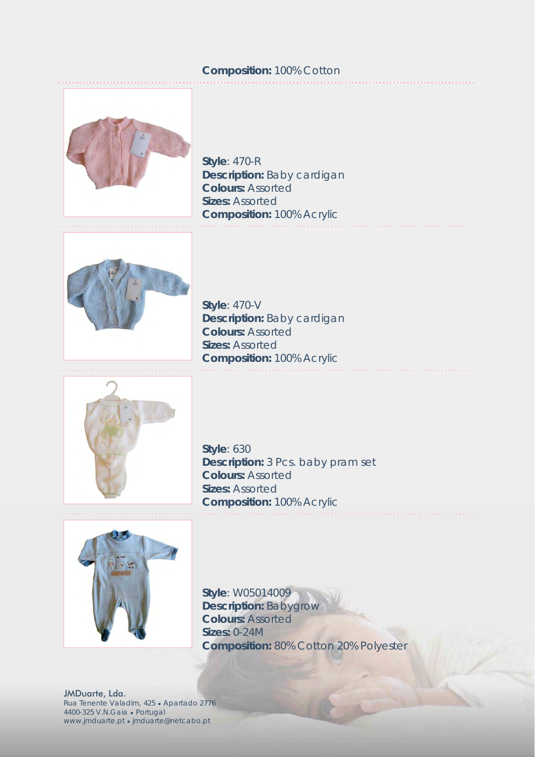**Composition:** 100% Cotton

**Style**: 470-R
**Description:** Baby cardigan
**Colours:** Assorted
**Sizes:** Assorted
**Composition:** 100% Acrylic

**Style**: 470-V
**Description:** Baby cardigan
**Colours:** Assorted
**Sizes:** Assorted
**Composition:** 100% Acrylic

**Style**: 630
**Description:** 3 Pcs. baby pram set
**Colours:** Assorted
**Sizes:** Assorted
**Composition:** 100% Acrylic

**Style**: W05014009
**Description:** Babygrow
**Colours:** Assorted
**Sizes:** 0-24M
**Composition:** 80% Cotton 20% Polyester

JMDuarte, Lda.
Rua Tenente Valadim, 425 • Apartado 2776
4400-325 V.N.Gaia • Portugal
www.jmduarte.pt • jmduarte@netcabo.pt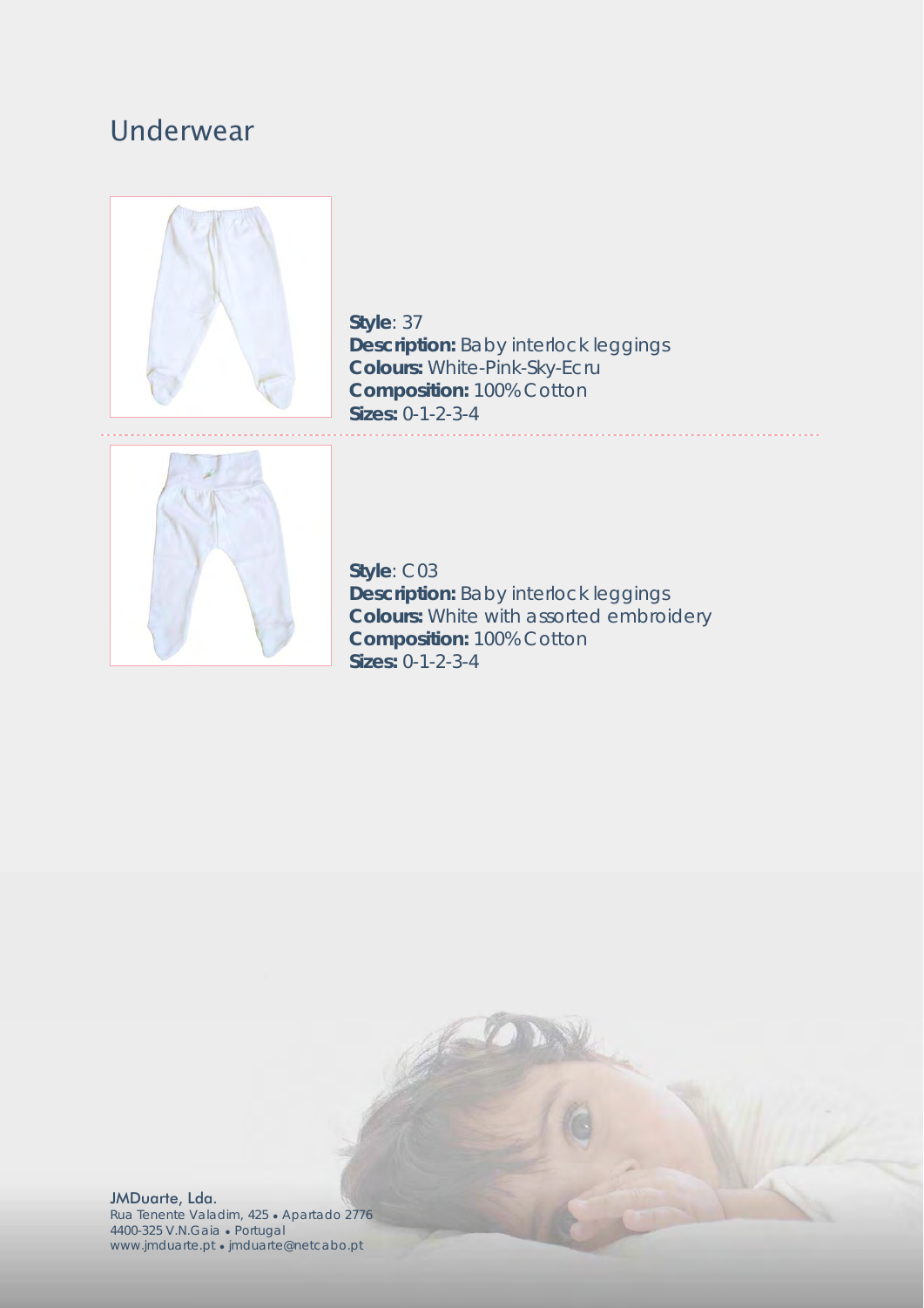# Underwear

**Style**: 37
**Description:** Baby interlock leggings
**Colours:** White-Pink-Sky-Ecru
**Composition:** 100% Cotton
**Sizes:** 0-1-2-3-4

**Style**: C03
**Description:** Baby interlock leggings
**Colours:** White with assorted embroidery
**Composition:** 100% Cotton
**Sizes:** 0-1-2-3-4

JMDuarte, Lda.
Rua Tenente Valadim, 425 • Apartado 2776
4400-325 V.N.Gaia • Portugal
www.jmduarte.pt • jmduarte@netcabo.pt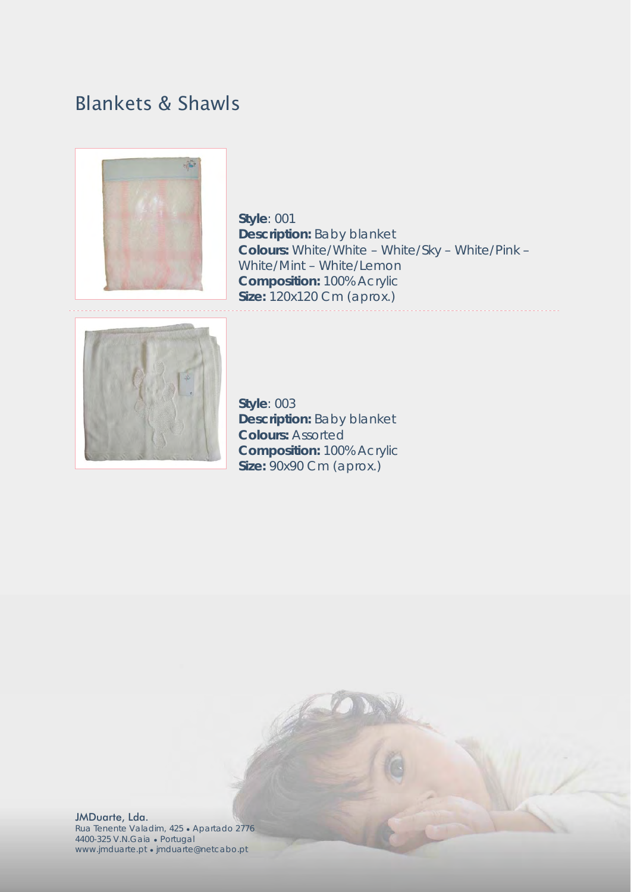# Blankets & Shawls

**Style**: 001
**Description:** Baby blanket
**Colours:** White/White – White/Sky – White/Pink – White/Mint – White/Lemon
**Composition:** 100% Acrylic
**Size:** 120x120 Cm (aprox.)

**Style**: 003
**Description:** Baby blanket
**Colours:** Assorted
**Composition:** 100% Acrylic
**Size:** 90x90 Cm (aprox.)

JMDuarte, Lda.
Rua Tenente Valadim, 425 • Apartado 2776
4400-325 V.N.Gaia • Portugal
www.jmduarte.pt • jmduarte@netcabo.pt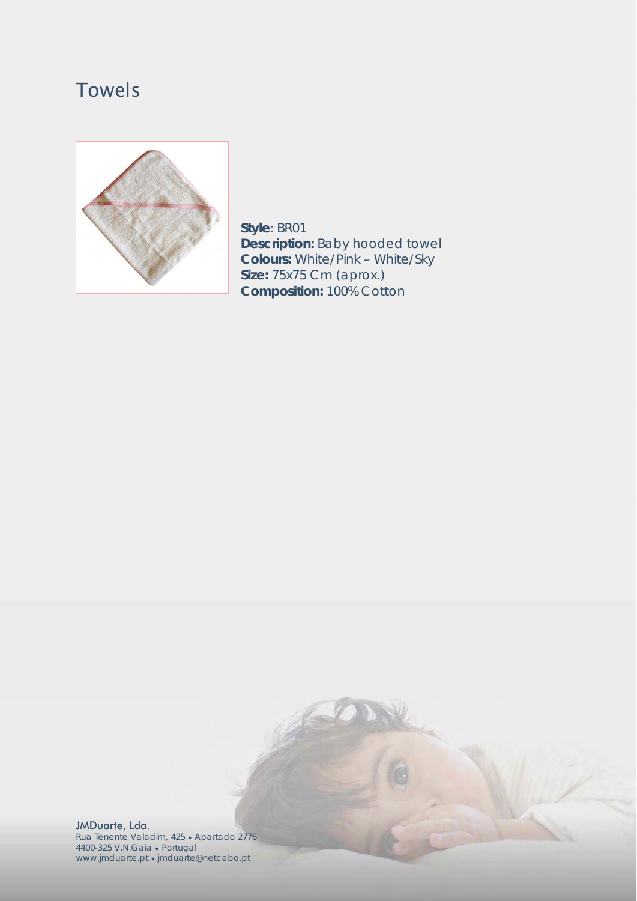# Towels

**Style**: BR01
**Description:** Baby hooded towel
**Colours:** White/Pink – White/Sky
**Size:** 75x75 Cm (aprox.)
**Composition:** 100% Cotton

JMDuarte, Lda.
Rua Tenente Valadim, 425 • Apartado 2776
4400-325 V.N.Gaia • Portugal
www.jmduarte.pt • jmduarte@netcabo.pt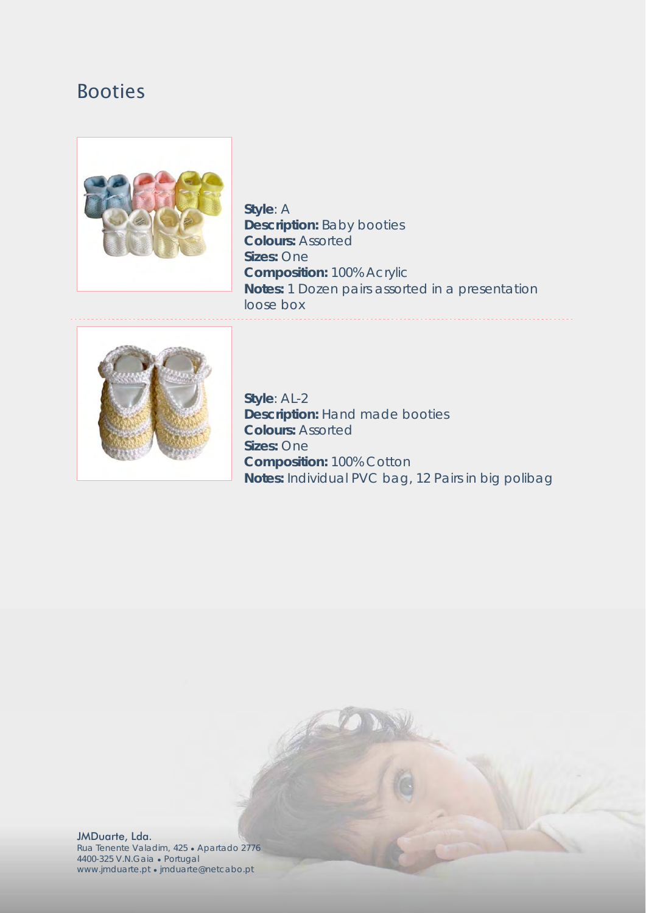# Booties

**Style**: A
**Description:** Baby booties
**Colours:** Assorted
**Sizes:** One
**Composition:** 100% Acrylic
**Notes:** 1 Dozen pairs assorted in a presentation loose box

**Style**: AL-2
**Description:** Hand made booties
**Colours:** Assorted
**Sizes:** One
**Composition:** 100% Cotton
**Notes:** Individual PVC bag, 12 Pairs in big polibag

JMDuarte, Lda.
Rua Tenente Valadim, 425 • Apartado 2776
4400-325 V.N.Gaia • Portugal
www.jmduarte.pt • jmduarte@netcabo.pt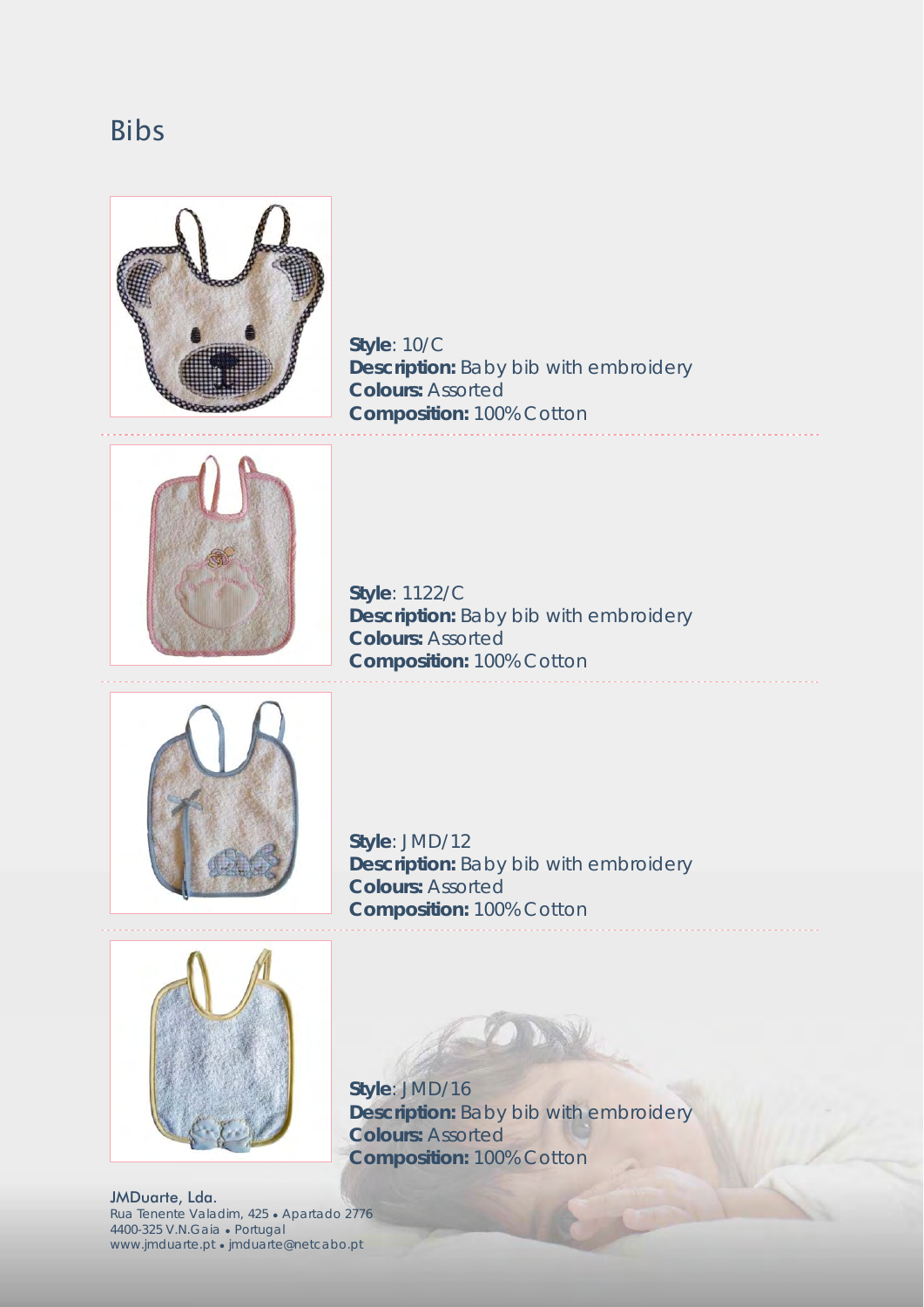# Bibs

**Style**: 10/C
**Description:** Baby bib with embroidery
**Colours:** Assorted
**Composition:** 100% Cotton

**Style**: 1122/C
**Description:** Baby bib with embroidery
**Colours:** Assorted
**Composition:** 100% Cotton

**Style**: JMD/12
**Description:** Baby bib with embroidery
**Colours:** Assorted
**Composition:** 100% Cotton

**Style**: JMD/16
**Description:** Baby bib with embroidery
**Colours:** Assorted
**Composition:** 100% Cotton

JMDuarte, Lda.
Rua Tenente Valadim, 425 • Apartado 2776
4400-325 V.N.Gaia • Portugal
www.jmduarte.pt • jmduarte@netcabo.pt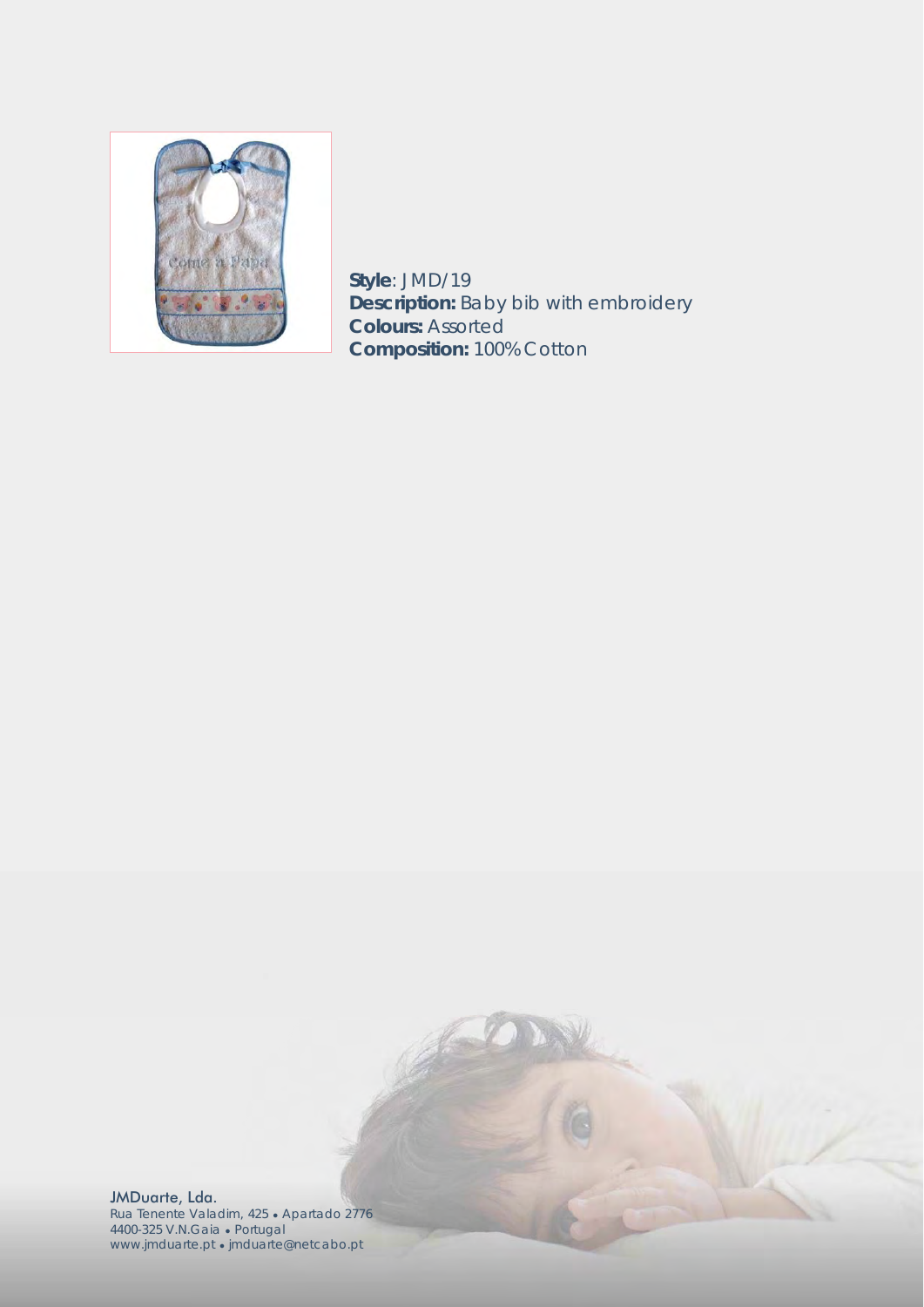**Style**: JMD/19
**Description:** Baby bib with embroidery
**Colours:** Assorted
**Composition:** 100% Cotton

JMDuarte, Lda.
Rua Tenente Valadim, 425 • Apartado 2776
4400-325 V.N.Gaia • Portugal
www.jmduarte.pt • jmduarte@netcabo.pt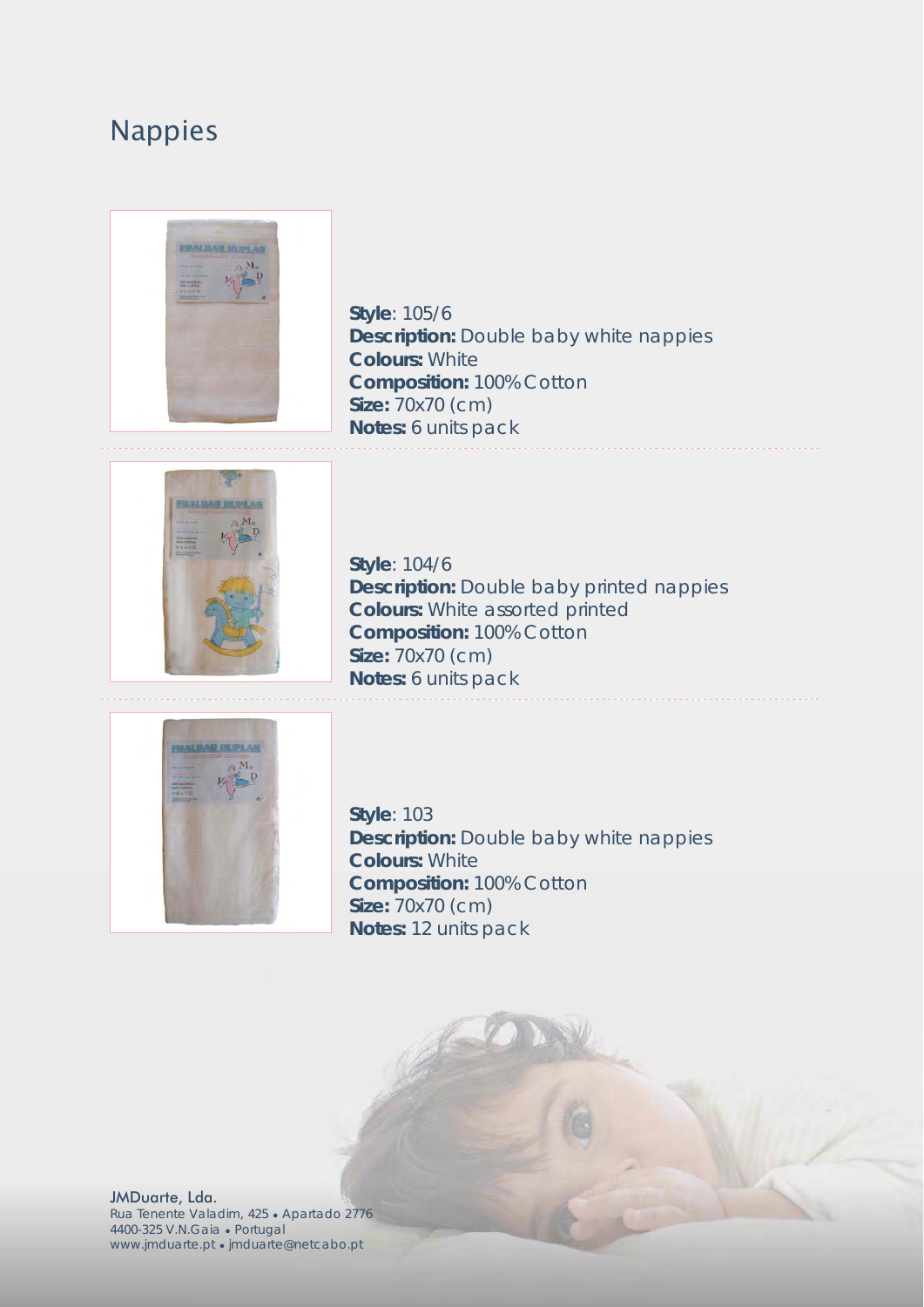# Nappies

**Style**: 105/6
**Description:** Double baby white nappies
**Colours:** White
**Composition:** 100% Cotton
**Size:** 70x70 (cm)
**Notes:** 6 units pack

**Style**: 104/6
**Description:** Double baby printed nappies
**Colours:** White assorted printed
**Composition:** 100% Cotton
**Size:** 70x70 (cm)
**Notes:** 6 units pack

**Style**: 103
**Description:** Double baby white nappies
**Colours:** White
**Composition:** 100% Cotton
**Size:** 70x70 (cm)
**Notes:** 12 units pack

JMDuarte, Lda.
Rua Tenente Valadim, 425 • Apartado 2776
4400-325 V.N.Gaia • Portugal
www.jmduarte.pt • jmduarte@netcabo.pt